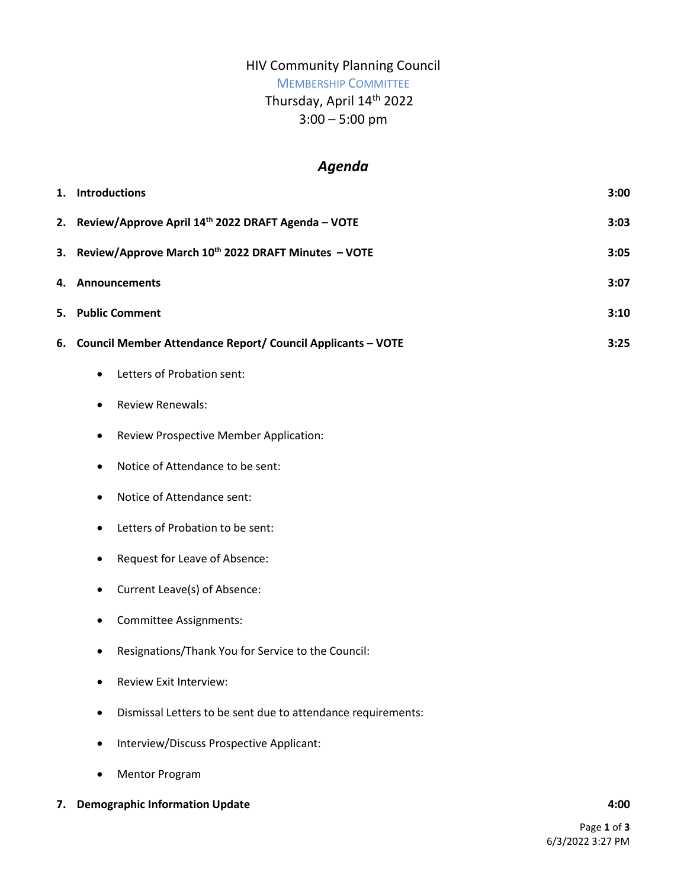# HIV Community Planning Council

## MEMBERSHIP COMMITTEE

Thursday, April 14th 2022

3:00 – 5:00 pm

## *Agenda*

1. **Introductions** **3:00**
2. **Review/Approve April 14th 2022 DRAFT Agenda – VOTE** **3:03**
3. **Review/Approve March 10th 2022 DRAFT Minutes – VOTE** **3:05**
4. **Announcements** **3:07**
5. **Public Comment** **3:10**
6. **Council Member Attendance Report/ Council Applicants – VOTE** **3:25**
   - Letters of Probation sent:
   - Review Renewals:
   - Review Prospective Member Application:
   - Notice of Attendance to be sent:
   - Notice of Attendance sent:
   - Letters of Probation to be sent:
   - Request for Leave of Absence:
   - Current Leave(s) of Absence:
   - Committee Assignments:
   - Resignations/Thank You for Service to the Council:
   - Review Exit Interview:
   - Dismissal Letters to be sent due to attendance requirements:
   - Interview/Discuss Prospective Applicant:
   - Mentor Program
7. **Demographic Information Update** **4:00**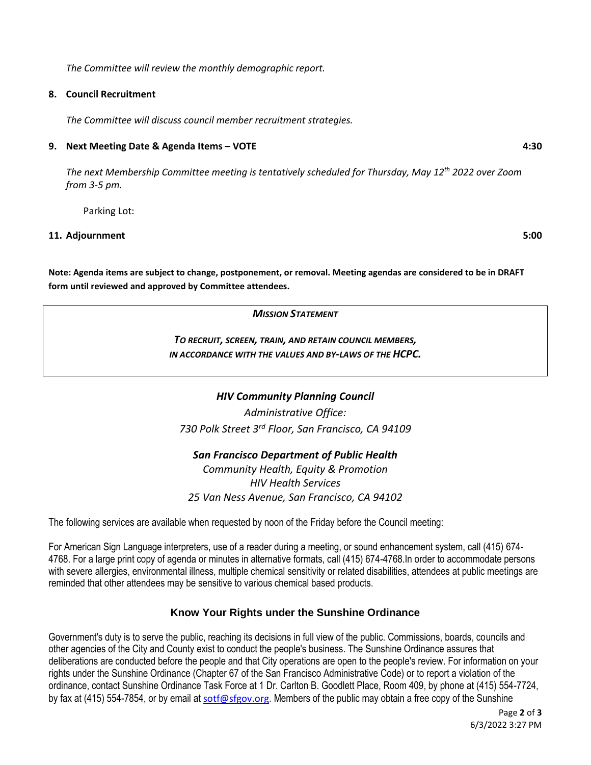*The Committee will review the monthly demographic report.*

**8. Council Recruitment**

*The Committee will discuss council member recruitment strategies.*

**9. Next Meeting Date & Agenda Items – VOTE** **4:30**

*The next Membership Committee meeting is tentatively scheduled for Thursday, May 12th 2022 over Zoom from 3-5 pm.*

Parking Lot:

**11. Adjournment** **5:00**

**Note: Agenda items are subject to change, postponement, or removal. Meeting agendas are considered to be in DRAFT form until reviewed and approved by Committee attendees.**

***MISSION STATEMENT***

***TO RECRUIT, SCREEN, TRAIN, AND RETAIN COUNCIL MEMBERS, IN ACCORDANCE WITH THE VALUES AND BY-LAWS OF THE HCPC.***

***HIV Community Planning Council***

*Administrative Office:*
*730 Polk Street 3rd Floor, San Francisco, CA 94109*

***San Francisco Department of Public Health***

*Community Health, Equity & Promotion*
*HIV Health Services*
*25 Van Ness Avenue, San Francisco, CA 94102*

The following services are available when requested by noon of the Friday before the Council meeting:

For American Sign Language interpreters, use of a reader during a meeting, or sound enhancement system, call (415) 674-4768. For a large print copy of agenda or minutes in alternative formats, call (415) 674-4768.In order to accommodate persons with severe allergies, environmental illness, multiple chemical sensitivity or related disabilities, attendees at public meetings are reminded that other attendees may be sensitive to various chemical based products.

## Know Your Rights under the Sunshine Ordinance

Government's duty is to serve the public, reaching its decisions in full view of the public. Commissions, boards, councils and other agencies of the City and County exist to conduct the people's business. The Sunshine Ordinance assures that deliberations are conducted before the people and that City operations are open to the people's review. For information on your rights under the Sunshine Ordinance (Chapter 67 of the San Francisco Administrative Code) or to report a violation of the ordinance, contact Sunshine Ordinance Task Force at 1 Dr. Carlton B. Goodlett Place, Room 409, by phone at (415) 554-7724, by fax at (415) 554-7854, or by email at sotf@sfgov.org. Members of the public may obtain a free copy of the Sunshine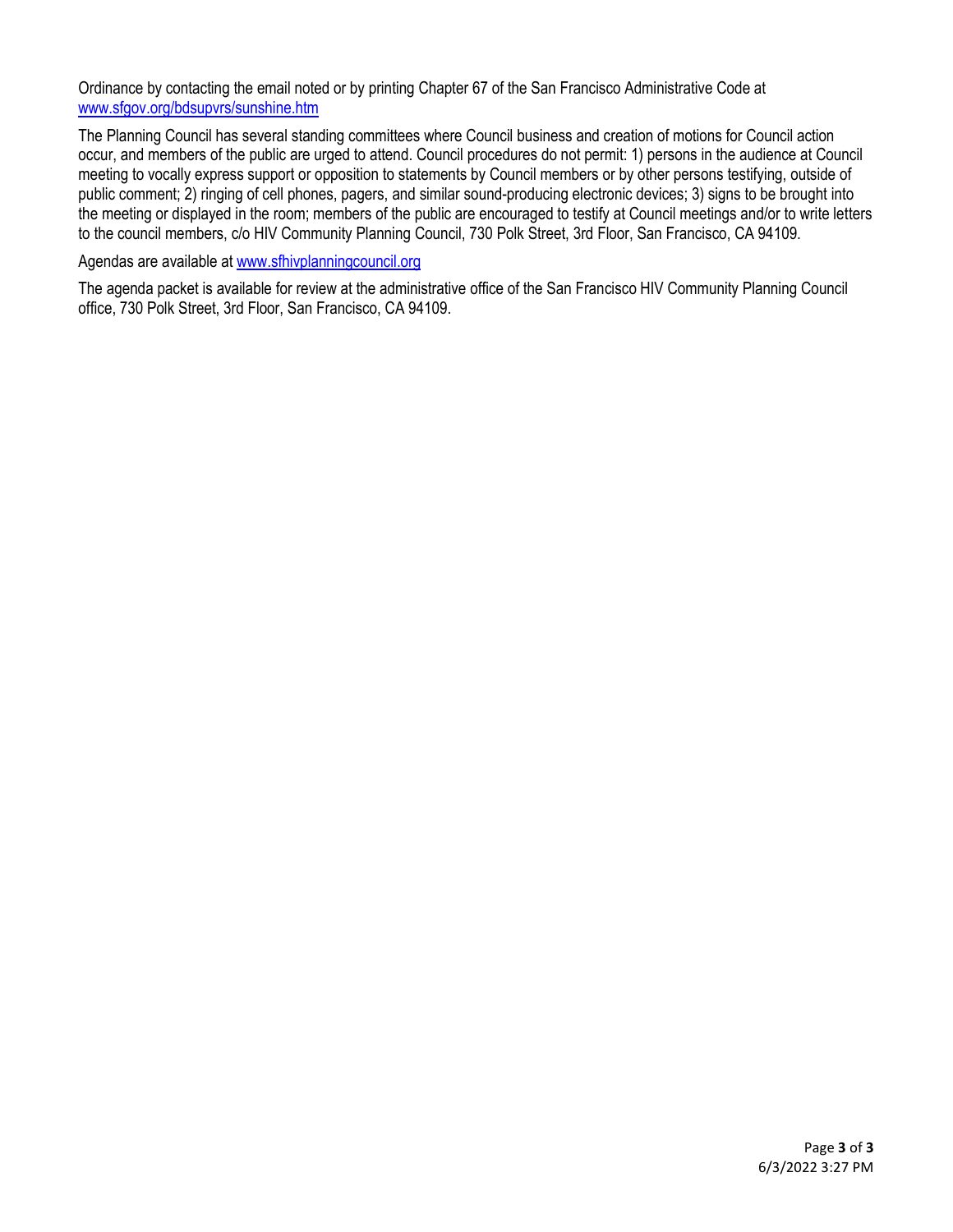Ordinance by contacting the email noted or by printing Chapter 67 of the San Francisco Administrative Code at www.sfgov.org/bdsupvrs/sunshine.htm

The Planning Council has several standing committees where Council business and creation of motions for Council action occur, and members of the public are urged to attend. Council procedures do not permit: 1) persons in the audience at Council meeting to vocally express support or opposition to statements by Council members or by other persons testifying, outside of public comment; 2) ringing of cell phones, pagers, and similar sound-producing electronic devices; 3) signs to be brought into the meeting or displayed in the room; members of the public are encouraged to testify at Council meetings and/or to write letters to the council members, c/o HIV Community Planning Council, 730 Polk Street, 3rd Floor, San Francisco, CA 94109.

Agendas are available at www.sfhivplanningcouncil.org

The agenda packet is available for review at the administrative office of the San Francisco HIV Community Planning Council office, 730 Polk Street, 3rd Floor, San Francisco, CA 94109.